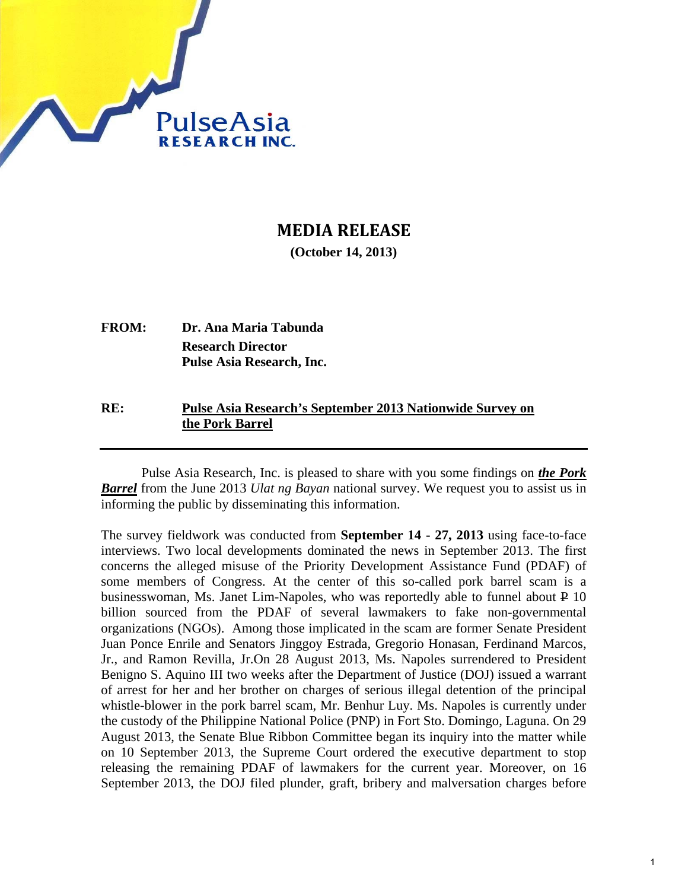PulseAsia
RESEARCH INC.

# MEDIA RELEASE

**(October 14, 2013)**

**FROM:** **Dr. Ana Maria Tabunda**
**Research Director**
**Pulse Asia Research, Inc.**

**RE:** **Pulse Asia Research's September 2013 Nationwide Survey on the Pork Barrel**

---

Pulse Asia Research, Inc. is pleased to share with you some findings on ***the Pork Barrel*** from the June 2013 *Ulat ng Bayan* national survey. We request you to assist us in informing the public by disseminating this information.

The survey fieldwork was conducted from **September 14 - 27, 2013** using face-to-face interviews. Two local developments dominated the news in September 2013. The first concerns the alleged misuse of the Priority Development Assistance Fund (PDAF) of some members of Congress. At the center of this so-called pork barrel scam is a businesswoman, Ms. Janet Lim-Napoles, who was reportedly able to funnel about ₱ 10 billion sourced from the PDAF of several lawmakers to fake non-governmental organizations (NGOs). Among those implicated in the scam are former Senate President Juan Ponce Enrile and Senators Jinggoy Estrada, Gregorio Honasan, Ferdinand Marcos, Jr., and Ramon Revilla, Jr.On 28 August 2013, Ms. Napoles surrendered to President Benigno S. Aquino III two weeks after the Department of Justice (DOJ) issued a warrant of arrest for her and her brother on charges of serious illegal detention of the principal whistle-blower in the pork barrel scam, Mr. Benhur Luy. Ms. Napoles is currently under the custody of the Philippine National Police (PNP) in Fort Sto. Domingo, Laguna. On 29 August 2013, the Senate Blue Ribbon Committee began its inquiry into the matter while on 10 September 2013, the Supreme Court ordered the executive department to stop releasing the remaining PDAF of lawmakers for the current year. Moreover, on 16 September 2013, the DOJ filed plunder, graft, bribery and malversation charges before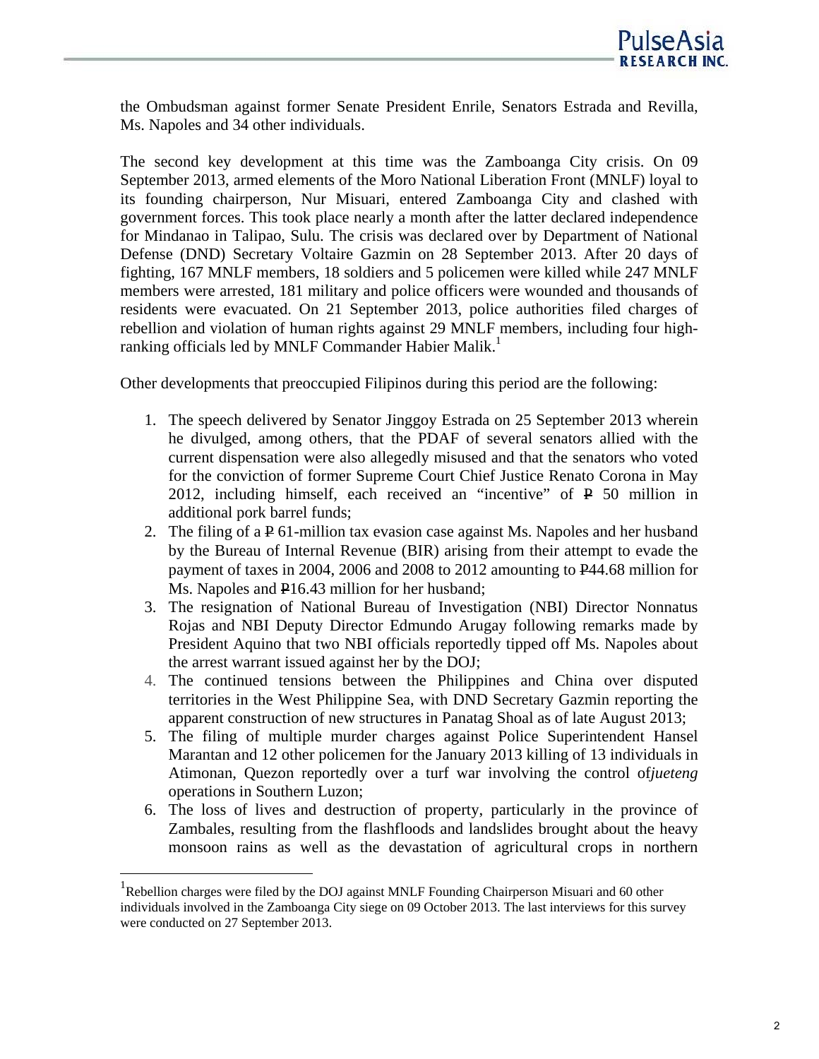the Ombudsman against former Senate President Enrile, Senators Estrada and Revilla, Ms. Napoles and 34 other individuals.

The second key development at this time was the Zamboanga City crisis. On 09 September 2013, armed elements of the Moro National Liberation Front (MNLF) loyal to its founding chairperson, Nur Misuari, entered Zamboanga City and clashed with government forces. This took place nearly a month after the latter declared independence for Mindanao in Talipao, Sulu. The crisis was declared over by Department of National Defense (DND) Secretary Voltaire Gazmin on 28 September 2013. After 20 days of fighting, 167 MNLF members, 18 soldiers and 5 policemen were killed while 247 MNLF members were arrested, 181 military and police officers were wounded and thousands of residents were evacuated. On 21 September 2013, police authorities filed charges of rebellion and violation of human rights against 29 MNLF members, including four high-ranking officials led by MNLF Commander Habier Malik.[1]

Other developments that preoccupied Filipinos during this period are the following:

1. The speech delivered by Senator Jinggoy Estrada on 25 September 2013 wherein he divulged, among others, that the PDAF of several senators allied with the current dispensation were also allegedly misused and that the senators who voted for the conviction of former Supreme Court Chief Justice Renato Corona in May 2012, including himself, each received an "incentive" of ₱ 50 million in additional pork barrel funds;
2. The filing of a ₱ 61-million tax evasion case against Ms. Napoles and her husband by the Bureau of Internal Revenue (BIR) arising from their attempt to evade the payment of taxes in 2004, 2006 and 2008 to 2012 amounting to ₱44.68 million for Ms. Napoles and ₱16.43 million for her husband;
3. The resignation of National Bureau of Investigation (NBI) Director Nonnatus Rojas and NBI Deputy Director Edmundo Arugay following remarks made by President Aquino that two NBI officials reportedly tipped off Ms. Napoles about the arrest warrant issued against her by the DOJ;
4. The continued tensions between the Philippines and China over disputed territories in the West Philippine Sea, with DND Secretary Gazmin reporting the apparent construction of new structures in Panatag Shoal as of late August 2013;
5. The filing of multiple murder charges against Police Superintendent Hansel Marantan and 12 other policemen for the January 2013 killing of 13 individuals in Atimonan, Quezon reportedly over a turf war involving the control of *jueteng* operations in Southern Luzon;
6. The loss of lives and destruction of property, particularly in the province of Zambales, resulting from the flashfloods and landslides brought about the heavy monsoon rains as well as the devastation of agricultural crops in northern

[1] Rebellion charges were filed by the DOJ against MNLF Founding Chairperson Misuari and 60 other individuals involved in the Zamboanga City siege on 09 October 2013. The last interviews for this survey were conducted on 27 September 2013.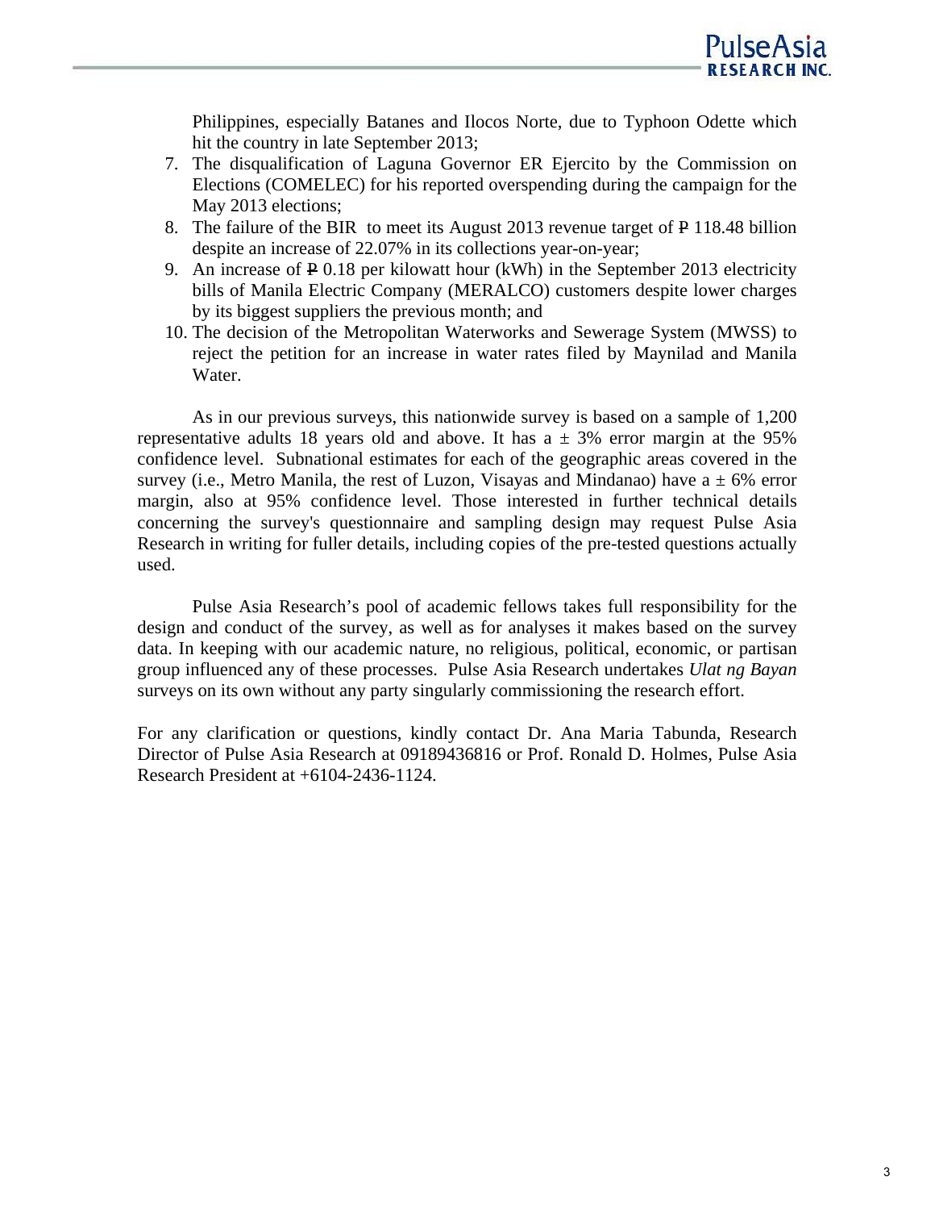Philippines, especially Batanes and Ilocos Norte, due to Typhoon Odette which hit the country in late September 2013;

7. The disqualification of Laguna Governor ER Ejercito by the Commission on Elections (COMELEC) for his reported overspending during the campaign for the May 2013 elections;
8. The failure of the BIR to meet its August 2013 revenue target of ₱ 118.48 billion despite an increase of 22.07% in its collections year-on-year;
9. An increase of ₱ 0.18 per kilowatt hour (kWh) in the September 2013 electricity bills of Manila Electric Company (MERALCO) customers despite lower charges by its biggest suppliers the previous month; and
10. The decision of the Metropolitan Waterworks and Sewerage System (MWSS) to reject the petition for an increase in water rates filed by Maynilad and Manila Water.

As in our previous surveys, this nationwide survey is based on a sample of 1,200 representative adults 18 years old and above. It has a ± 3% error margin at the 95% confidence level. Subnational estimates for each of the geographic areas covered in the survey (i.e., Metro Manila, the rest of Luzon, Visayas and Mindanao) have a ± 6% error margin, also at 95% confidence level. Those interested in further technical details concerning the survey's questionnaire and sampling design may request Pulse Asia Research in writing for fuller details, including copies of the pre-tested questions actually used.

Pulse Asia Research's pool of academic fellows takes full responsibility for the design and conduct of the survey, as well as for analyses it makes based on the survey data. In keeping with our academic nature, no religious, political, economic, or partisan group influenced any of these processes. Pulse Asia Research undertakes *Ulat ng Bayan* surveys on its own without any party singularly commissioning the research effort.

For any clarification or questions, kindly contact Dr. Ana Maria Tabunda, Research Director of Pulse Asia Research at 09189436816 or Prof. Ronald D. Holmes, Pulse Asia Research President at +6104-2436-1124.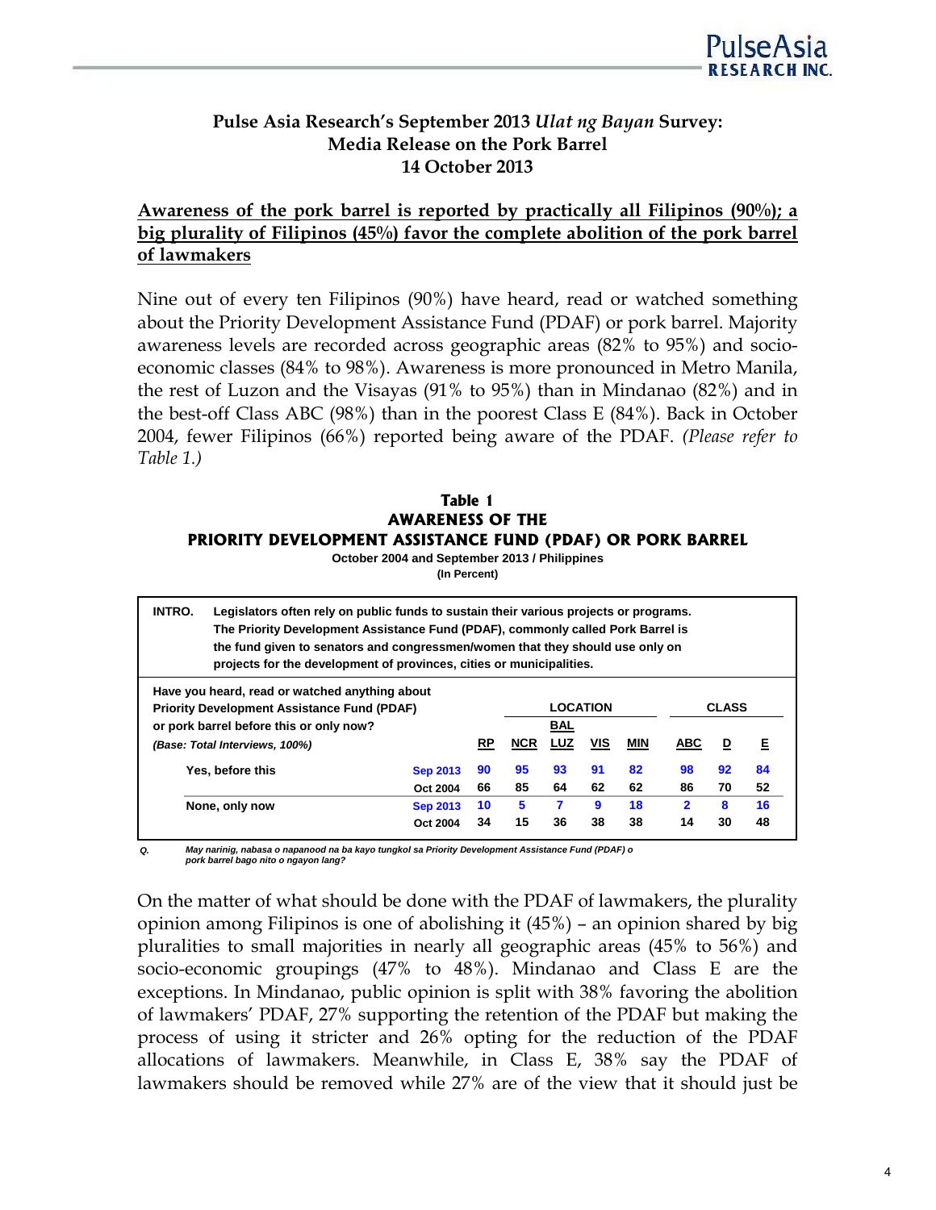### Pulse Asia Research's September 2013 *Ulat ng Bayan* Survey: Media Release on the Pork Barrel 14 October 2013

**Awareness of the pork barrel is reported by practically all Filipinos (90%); a big plurality of Filipinos (45%) favor the complete abolition of the pork barrel of lawmakers**

Nine out of every ten Filipinos (90%) have heard, read or watched something about the Priority Development Assistance Fund (PDAF) or pork barrel. Majority awareness levels are recorded across geographic areas (82% to 95%) and socio-economic classes (84% to 98%). Awareness is more pronounced in Metro Manila, the rest of Luzon and the Visayas (91% to 95%) than in Mindanao (82%) and in the best-off Class ABC (98%) than in the poorest Class E (84%). Back in October 2004, fewer Filipinos (66%) reported being aware of the PDAF. *(Please refer to Table 1.)*

**Table 1**
**AWARENESS OF THE PRIORITY DEVELOPMENT ASSISTANCE FUND (PDAF) OR PORK BARREL**
October 2004 and September 2013 / Philippines
(In Percent)

**INTRO.** Legislators often rely on public funds to sustain their various projects or programs. The Priority Development Assistance Fund (PDAF), commonly called Pork Barrel is the fund given to senators and congressmen/women that they should use only on projects for the development of provinces, cities or municipalities.

| Have you heard, read or watched anything about Priority Development Assistance Fund (PDAF) or pork barrel before this or only now? (Base: Total Interviews, 100%) | | RP | LOCATION | | | | CLASS | | |
|---|---|---|---|---|---|---|---|---|---|
| | | | NCR | BAL LUZ | VIS | MIN | ABC | D | E |
| Yes, before this | Sep 2013 | 90 | 95 | 93 | 91 | 82 | 98 | 92 | 84 |
| | Oct 2004 | 66 | 85 | 64 | 62 | 62 | 86 | 70 | 52 |
| None, only now | Sep 2013 | 10 | 5 | 7 | 9 | 18 | 2 | 8 | 16 |
| | Oct 2004 | 34 | 15 | 36 | 38 | 38 | 14 | 30 | 48 |

*Q. May narinig, nabasa o napanood na ba kayo tungkol sa Priority Development Assistance Fund (PDAF) o pork barrel bago nito o ngayon lang?*

On the matter of what should be done with the PDAF of lawmakers, the plurality opinion among Filipinos is one of abolishing it (45%) – an opinion shared by big pluralities to small majorities in nearly all geographic areas (45% to 56%) and socio-economic groupings (47% to 48%). Mindanao and Class E are the exceptions. In Mindanao, public opinion is split with 38% favoring the abolition of lawmakers' PDAF, 27% supporting the retention of the PDAF but making the process of using it stricter and 26% opting for the reduction of the PDAF allocations of lawmakers. Meanwhile, in Class E, 38% say the PDAF of lawmakers should be removed while 27% are of the view that it should just be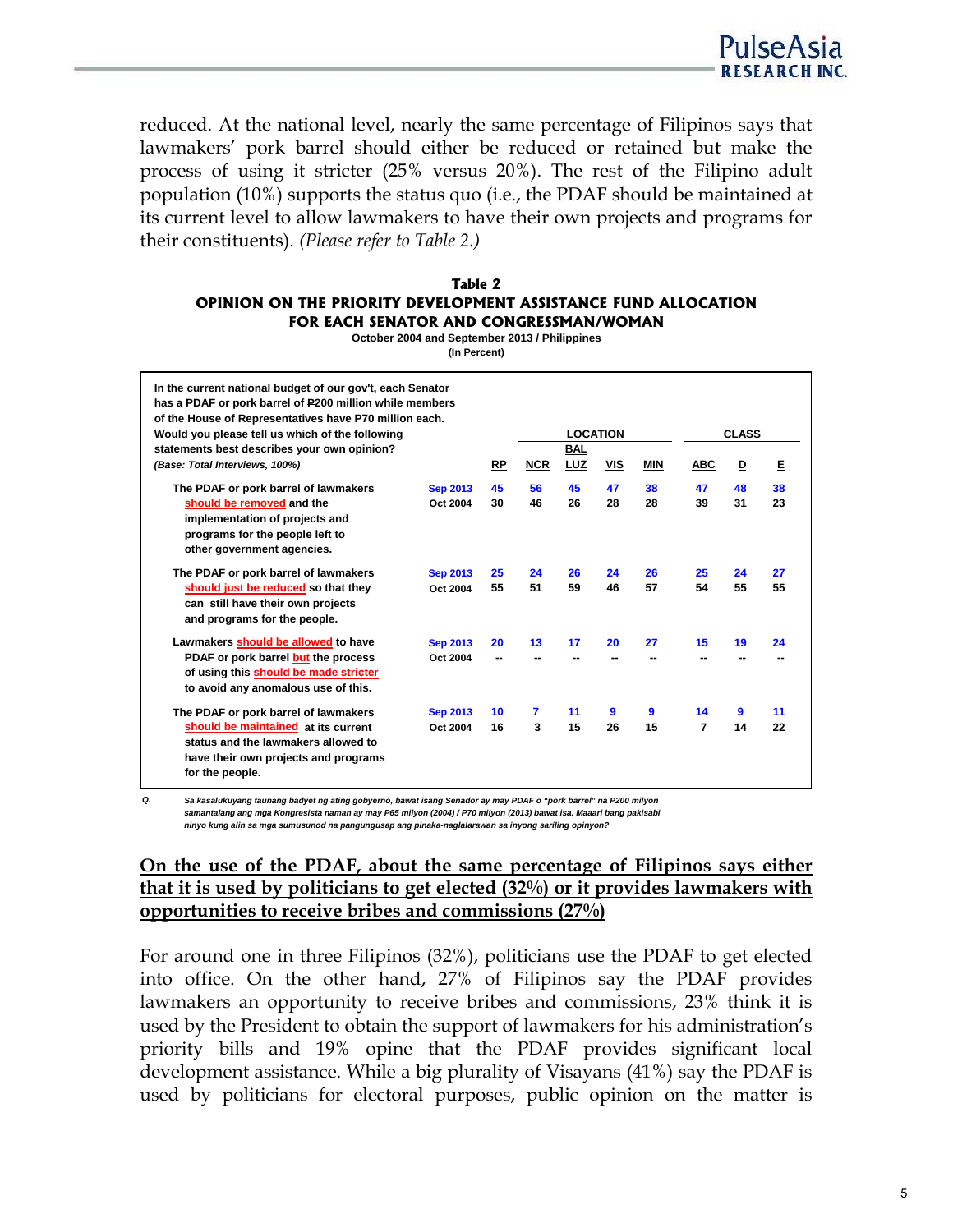reduced. At the national level, nearly the same percentage of Filipinos says that lawmakers' pork barrel should either be reduced or retained but make the process of using it stricter (25% versus 20%). The rest of the Filipino adult population (10%) supports the status quo (i.e., the PDAF should be maintained at its current level to allow lawmakers to have their own projects and programs for their constituents). *(Please refer to Table 2.)*

**Table 2**
**OPINION ON THE PRIORITY DEVELOPMENT ASSISTANCE FUND ALLOCATION FOR EACH SENATOR AND CONGRESSMAN/WOMAN**
October 2004 and September 2013 / Philippines
(In Percent)

| In the current national budget of our gov't, each Senator has a PDAF or pork barrel of ₱200 million while members of the House of Representatives have P70 million each. Would you please tell us which of the following statements best describes your own opinion? *(Base: Total Interviews, 100%)* | | RP | LOCATION | | | | CLASS | | |
|---|---|---|---|---|---|---|---|---|---|
| | | | NCR | BAL LUZ | VIS | MIN | ABC | D | E |
| The PDAF or pork barrel of lawmakers should be removed and the implementation of projects and programs for the people left to other government agencies. | Sep 2013 | 45 | 56 | 45 | 47 | 38 | 47 | 48 | 38 |
| | Oct 2004 | 30 | 46 | 26 | 28 | 28 | 39 | 31 | 23 |
| The PDAF or pork barrel of lawmakers should just be reduced so that they can still have their own projects and programs for the people. | Sep 2013 | 25 | 24 | 26 | 24 | 26 | 25 | 24 | 27 |
| | Oct 2004 | 55 | 51 | 59 | 46 | 57 | 54 | 55 | 55 |
| Lawmakers should be allowed to have PDAF or pork barrel but the process of using this should be made stricter to avoid any anomalous use of this. | Sep 2013 | 20 | 13 | 17 | 20 | 27 | 15 | 19 | 24 |
| | Oct 2004 | -- | -- | -- | -- | -- | -- | -- | -- |
| The PDAF or pork barrel of lawmakers should be maintained at its current status and the lawmakers allowed to have their own projects and programs for the people. | Sep 2013 | 10 | 7 | 11 | 9 | 9 | 14 | 9 | 11 |
| | Oct 2004 | 16 | 3 | 15 | 26 | 15 | 7 | 14 | 22 |

*Q. Sa kasalukuyang taunang badyet ng ating gobyerno, bawat isang Senador ay may PDAF o "pork barrel" na P200 milyon samantalang ang mga Kongresista naman ay may P65 milyon (2004) / P70 milyon (2013) bawat isa. Maaari bang pakisabi ninyo kung alin sa mga sumusunod na pangungusap ang pinaka-naglalarawan sa inyong sariling opinyon?*

## On the use of the PDAF, about the same percentage of Filipinos says either that it is used by politicians to get elected (32%) or it provides lawmakers with opportunities to receive bribes and commissions (27%)

For around one in three Filipinos (32%), politicians use the PDAF to get elected into office. On the other hand, 27% of Filipinos say the PDAF provides lawmakers an opportunity to receive bribes and commissions, 23% think it is used by the President to obtain the support of lawmakers for his administration's priority bills and 19% opine that the PDAF provides significant local development assistance. While a big plurality of Visayans (41%) say the PDAF is used by politicians for electoral purposes, public opinion on the matter is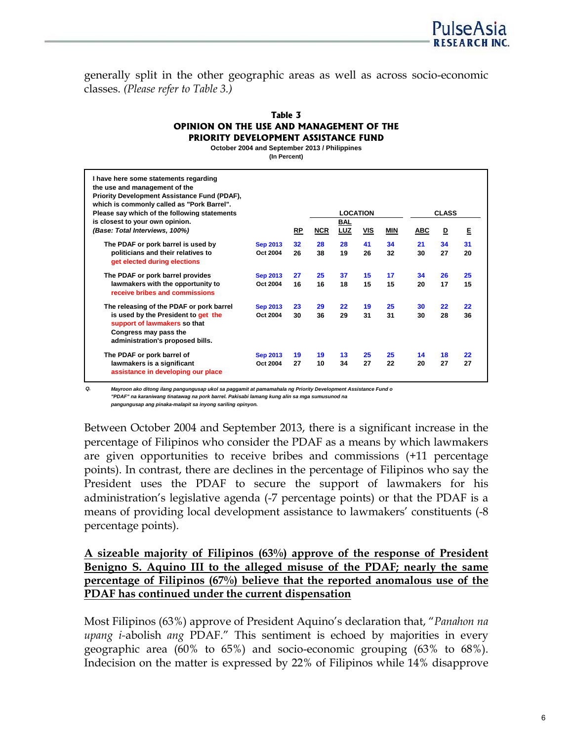generally split in the other geographic areas as well as across socio-economic classes. *(Please refer to Table 3.)*

**Table 3**
**OPINION ON THE USE AND MANAGEMENT OF THE PRIORITY DEVELOPMENT ASSISTANCE FUND**
October 2004 and September 2013 / Philippines
(In Percent)

| I have here some statements regarding the use and management of the Priority Development Assistance Fund (PDAF), which is commonly called as "Pork Barrel". Please say which of the following statements is closest to your own opinion. *(Base: Total Interviews, 100%)* | | RP | LOCATION | | | | CLASS | | |
|---|---|---|---|---|---|---|---|---|---|
| | | | NCR | BAL LUZ | VIS | MIN | ABC | D | E |
| The PDAF or pork barrel is used by politicians and their relatives to get elected during elections | Sep 2013 | 32 | 28 | 28 | 41 | 34 | 21 | 34 | 31 |
| | Oct 2004 | 26 | 38 | 19 | 26 | 32 | 30 | 27 | 20 |
| The PDAF or pork barrel provides lawmakers with the opportunity to receive bribes and commissions | Sep 2013 | 27 | 25 | 37 | 15 | 17 | 34 | 26 | 25 |
| | Oct 2004 | 16 | 16 | 18 | 15 | 15 | 20 | 17 | 15 |
| The releasing of the PDAF or pork barrel is used by the President to get the support of lawmakers so that Congress may pass the administration's proposed bills. | Sep 2013 | 23 | 29 | 22 | 19 | 25 | 30 | 22 | 22 |
| | Oct 2004 | 30 | 36 | 29 | 31 | 31 | 30 | 28 | 36 |
| The PDAF or pork barrel of lawmakers is a significant assistance in developing our place | Sep 2013 | 19 | 19 | 13 | 25 | 25 | 14 | 18 | 22 |
| | Oct 2004 | 27 | 10 | 34 | 27 | 22 | 20 | 27 | 27 |

Q. *Mayroon ako ditong ilang pangungusap ukol sa paggamit at pamamahala ng Priority Development Assistance Fund o "PDAF" na karaniwang tinatawag na pork barrel. Pakisabi lamang kung alin sa mga sumusunod na pangungusap ang pinaka-malapit sa inyong sariling opinyon.*

Between October 2004 and September 2013, there is a significant increase in the percentage of Filipinos who consider the PDAF as a means by which lawmakers are given opportunities to receive bribes and commissions (+11 percentage points). In contrast, there are declines in the percentage of Filipinos who say the President uses the PDAF to secure the support of lawmakers for his administration's legislative agenda (-7 percentage points) or that the PDAF is a means of providing local development assistance to lawmakers' constituents (-8 percentage points).

**A sizeable majority of Filipinos (63%) approve of the response of President Benigno S. Aquino III to the alleged misuse of the PDAF; nearly the same percentage of Filipinos (67%) believe that the reported anomalous use of the PDAF has continued under the current dispensation**

Most Filipinos (63%) approve of President Aquino's declaration that, "*Panahon na upang i-*abolish *ang* PDAF." This sentiment is echoed by majorities in every geographic area (60% to 65%) and socio-economic grouping (63% to 68%). Indecision on the matter is expressed by 22% of Filipinos while 14% disapprove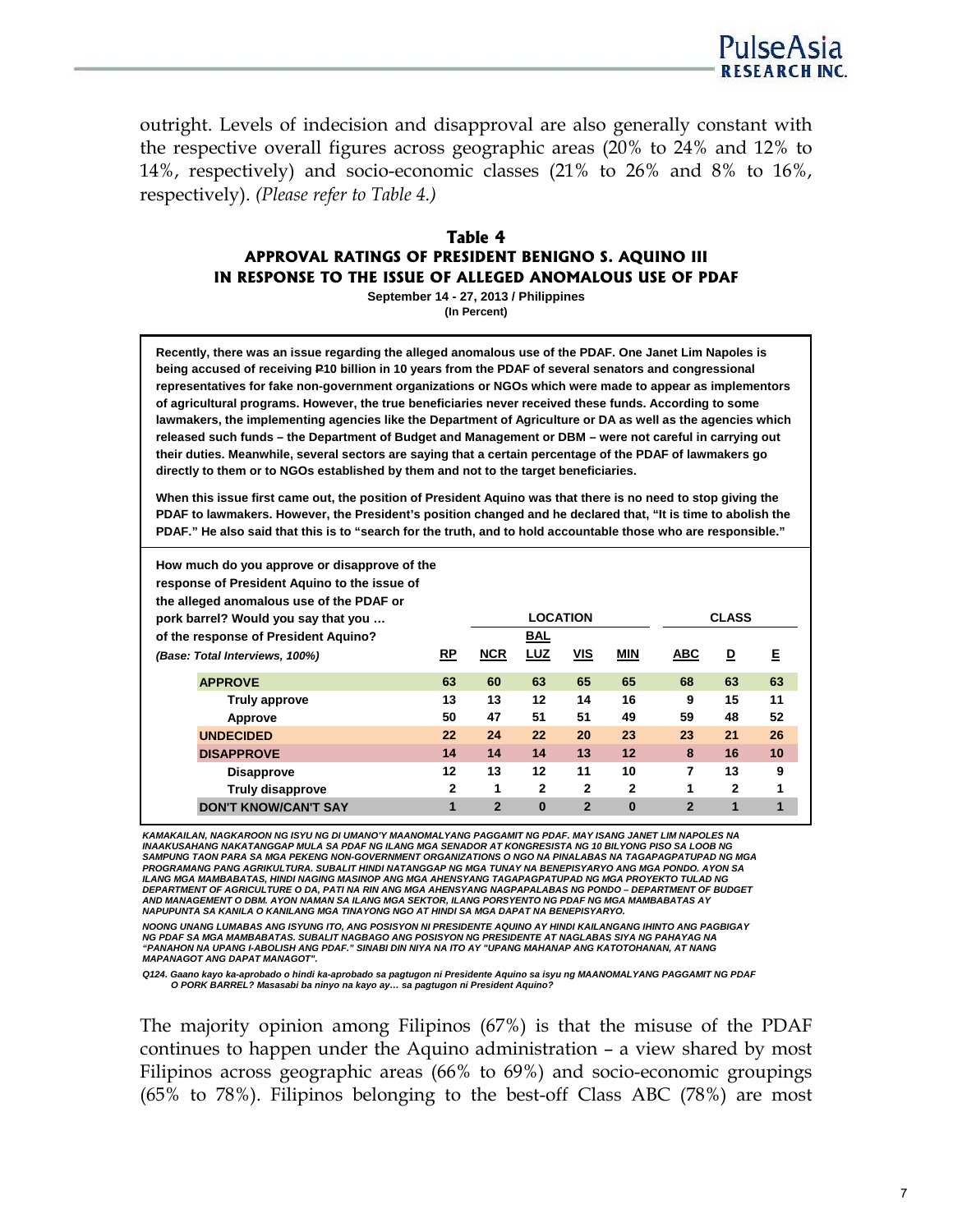outright. Levels of indecision and disapproval are also generally constant with the respective overall figures across geographic areas (20% to 24% and 12% to 14%, respectively) and socio-economic classes (21% to 26% and 8% to 16%, respectively). *(Please refer to Table 4.)*

**Table 4**
**APPROVAL RATINGS OF PRESIDENT BENIGNO S. AQUINO III IN RESPONSE TO THE ISSUE OF ALLEGED ANOMALOUS USE OF PDAF**
September 14 - 27, 2013 / Philippines
(In Percent)

**Recently, there was an issue regarding the alleged anomalous use of the PDAF. One Janet Lim Napoles is being accused of receiving ₱10 billion in 10 years from the PDAF of several senators and congressional representatives for fake non-government organizations or NGOs which were made to appear as implementors of agricultural programs. However, the true beneficiaries never received these funds. According to some lawmakers, the implementing agencies like the Department of Agriculture or DA as well as the agencies which released such funds – the Department of Budget and Management or DBM – were not careful in carrying out their duties. Meanwhile, several sectors are saying that a certain percentage of the PDAF of lawmakers go directly to them or to NGOs established by them and not to the target beneficiaries.**

**When this issue first came out, the position of President Aquino was that there is no need to stop giving the PDAF to lawmakers. However, the President's position changed and he declared that, "It is time to abolish the PDAF." He also said that this is to "search for the truth, and to hold accountable those who are responsible."**

| How much do you approve or disapprove of the response of President Aquino to the issue of the alleged anomalous use of the PDAF or pork barrel? Would you say that you … of the response of President Aquino? *(Base: Total Interviews, 100%)* | RP | LOCATION | | | | CLASS | | |
|---|---|---|---|---|---|---|---|---|
| | | NCR | BAL LUZ | VIS | MIN | ABC | D | E |
| **APPROVE** | 63 | 60 | 63 | 65 | 65 | 68 | 63 | 63 |
| Truly approve | 13 | 13 | 12 | 14 | 16 | 9 | 15 | 11 |
| Approve | 50 | 47 | 51 | 51 | 49 | 59 | 48 | 52 |
| **UNDECIDED** | 22 | 24 | 22 | 20 | 23 | 23 | 21 | 26 |
| **DISAPPROVE** | 14 | 14 | 14 | 13 | 12 | 8 | 16 | 10 |
| Disapprove | 12 | 13 | 12 | 11 | 10 | 7 | 13 | 9 |
| Truly disapprove | 2 | 1 | 2 | 2 | 2 | 1 | 2 | 1 |
| **DON'T KNOW/CAN'T SAY** | 1 | 2 | 0 | 2 | 0 | 2 | 1 | 1 |

*KAMAKAILAN, NAGKAROON NG ISYU NG DI UMANO'Y MAANOMALYANG PAGGAMIT NG PDAF. MAY ISANG JANET LIM NAPOLES NA INAAKUSAHANG NAKATANGGAP MULA SA PDAF NG ILANG MGA SENADOR AT KONGRESISTA NG 10 BILYONG PISO SA LOOB NG SAMPUNG TAON PARA SA MGA PEKENG NON-GOVERNMENT ORGANIZATIONS O NGO NA PINALABAS NA TAGAPAGPATUPAD NG MGA PROGRAMANG PANG AGRIKULTURA. SUBALIT HINDI NATANGGAP NG MGA TUNAY NA BENEPISYARYO ANG MGA PONDO. AYON SA ILANG MGA MAMBABATAS, HINDI NAGING MASINOP ANG MGA AHENSYANG TAGAPAGPATUPAD NG MGA PROYEKTO TULAD NG DEPARTMENT OF AGRICULTURE O DA, PATI NA RIN ANG MGA AHENSYANG NAGPAPALABAS NG PONDO – DEPARTMENT OF BUDGET AND MANAGEMENT O DBM. AYON NAMAN SA ILANG MGA SEKTOR, ILANG PORSYENTO NG PDAF NG MGA MAMBABATAS AY NAPUPUNTA SA KANILA O KANILANG MGA TINAYONG NGO AT HINDI SA MGA DAPAT NA BENEPISYARYO.*

*NOONG UNANG LUMABAS ANG ISYUNG ITO, ANG POSISYON NI PRESIDENTE AQUINO AY HINDI KAILANGANG IHINTO ANG PAGBIGAY NG PDAF SA MGA MAMBABATAS. SUBALIT NAGBAGO ANG POSISYON NG PRESIDENTE AT NAGLABAS SIYA NG PAHAYAG NA "PANAHON NA UPANG I-ABOLISH ANG PDAF." SINABI DIN NIYA NA ITO AY "UPANG MAHANAP ANG KATOTOHANAN, AT NANG MAPANAGOT ANG DAPAT MANAGOT".*

*Q124. Gaano kayo ka-aprobado o hindi ka-aprobado sa pagtugon ni Presidente Aquino sa isyu ng MAANOMALYANG PAGGAMIT NG PDAF O PORK BARREL? Masasabi ba ninyo na kayo ay… sa pagtugon ni President Aquino?*

The majority opinion among Filipinos (67%) is that the misuse of the PDAF continues to happen under the Aquino administration – a view shared by most Filipinos across geographic areas (66% to 69%) and socio-economic groupings (65% to 78%). Filipinos belonging to the best-off Class ABC (78%) are most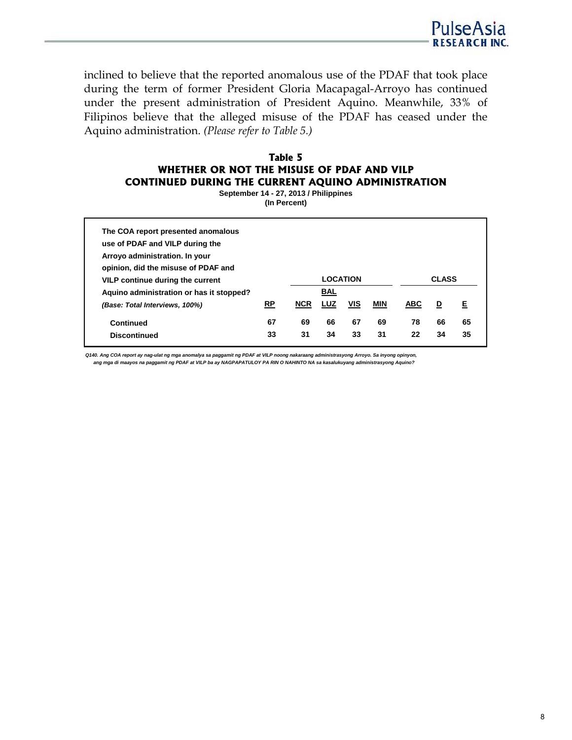inclined to believe that the reported anomalous use of the PDAF that took place during the term of former President Gloria Macapagal-Arroyo has continued under the present administration of President Aquino. Meanwhile, 33% of Filipinos believe that the alleged misuse of the PDAF has ceased under the Aquino administration. *(Please refer to Table 5.)*

**Table 5**
**WHETHER OR NOT THE MISUSE OF PDAF AND VILP CONTINUED DURING THE CURRENT AQUINO ADMINISTRATION**
**September 14 - 27, 2013 / Philippines**
**(In Percent)**

| The COA report presented anomalous use of PDAF and VILP during the Arroyo administration. In your opinion, did the misuse of PDAF and VILP continue during the current Aquino administration or has it stopped? | | LOCATION | | | | CLASS | | |
|---|---|---|---|---|---|---|---|---|
| *(Base: Total Interviews, 100%)* | RP | NCR | BAL LUZ | VIS | MIN | ABC | D | E |
| Continued | 67 | 69 | 66 | 67 | 69 | 78 | 66 | 65 |
| Discontinued | 33 | 31 | 34 | 33 | 31 | 22 | 34 | 35 |

*Q140. Ang COA report ay nag-ulat ng mga anomalya sa paggamit ng PDAF at VILP noong nakaraang administrasyong Arroyo. Sa inyong opinyon, ang mga di maayos na paggamit ng PDAF at VILP ba ay NAGPAPATULOY PA RIN O NAHINTO NA sa kasalukuyang administrasyong Aquino?*